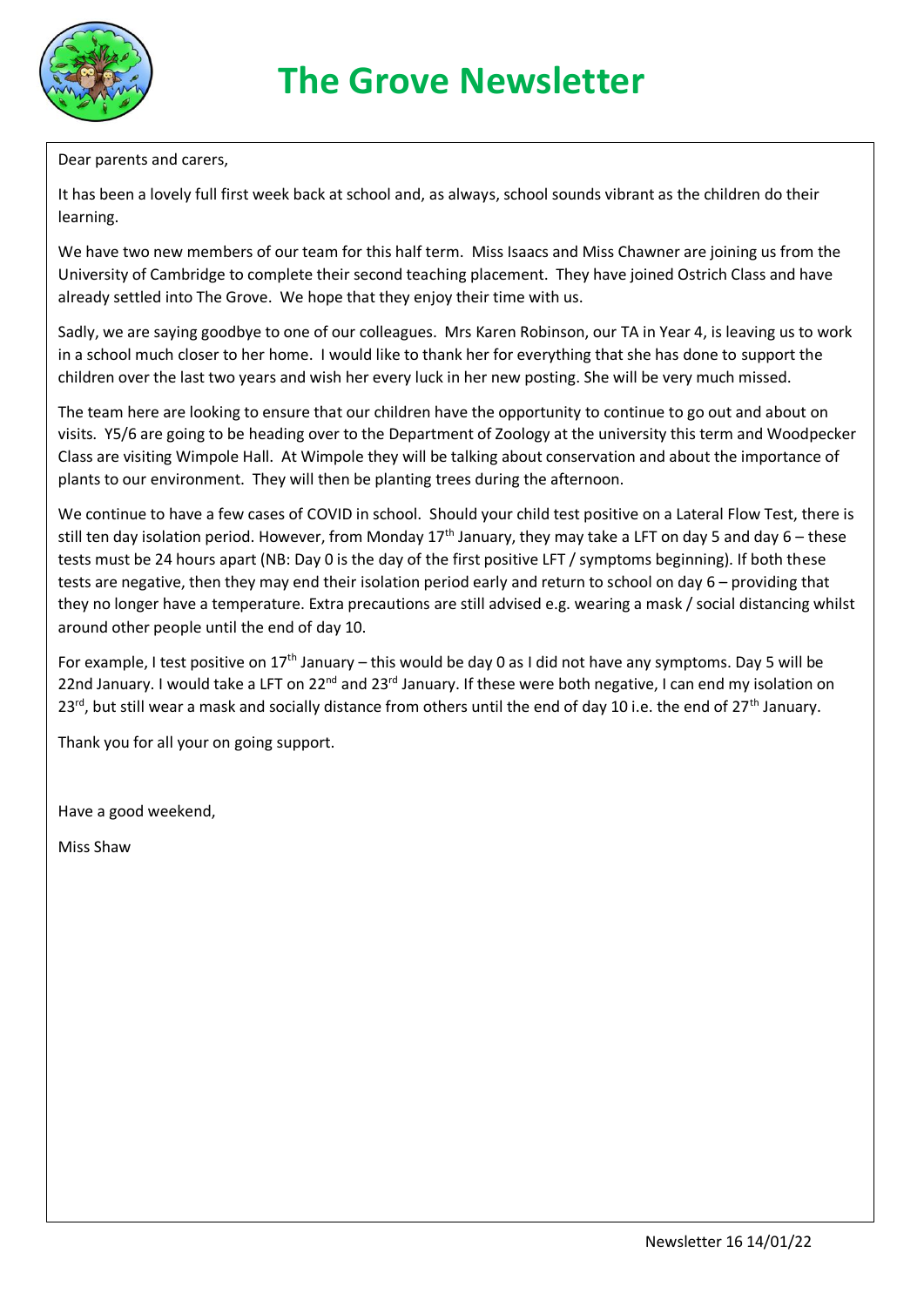# The Grove Newsletter

Dear parents and carers,

It has been a lovely full first week back at school and, as always, school sounds vibrant as the children do their learning.

We have two new members of our team for this half term. Miss Isaacs and Miss Chawner are joining us from the University of Cambridge to complete their second teaching placement. They have joined Ostrich Class and have already settled into The Grove. We hope that they enjoy their time with us.

Sadly, we are saying goodbye to one of our colleagues. Mrs Karen Robinson, our TA in Year 4, is leaving us to work in a school much closer to her home. I would like to thank her for everything that she has done to support the children over the last two years and wish her every luck in her new posting. She will be very much missed.

The team here are looking to ensure that our children have the opportunity to continue to go out and about on visits. Y5/6 are going to be heading over to the Department of Zoology at the university this term and Woodpecker Class are visiting Wimpole Hall. At Wimpole they will be talking about conservation and about the importance of plants to our environment. They will then be planting trees during the afternoon.

We continue to have a few cases of COVID in school. Should your child test positive on a Lateral Flow Test, there is still ten day isolation period. However, from Monday 17th January, they may take a LFT on day 5 and day 6 – these tests must be 24 hours apart (NB: Day 0 is the day of the first positive LFT / symptoms beginning). If both these tests are negative, then they may end their isolation period early and return to school on day 6 – providing that they no longer have a temperature. Extra precautions are still advised e.g. wearing a mask / social distancing whilst around other people until the end of day 10.

For example, I test positive on 17th January – this would be day 0 as I did not have any symptoms. Day 5 will be 22nd January. I would take a LFT on 22nd and 23rd January. If these were both negative, I can end my isolation on 23rd, but still wear a mask and socially distance from others until the end of day 10 i.e. the end of 27th January.

Thank you for all your on going support.

Have a good weekend,

Miss Shaw

Newsletter 16 14/01/22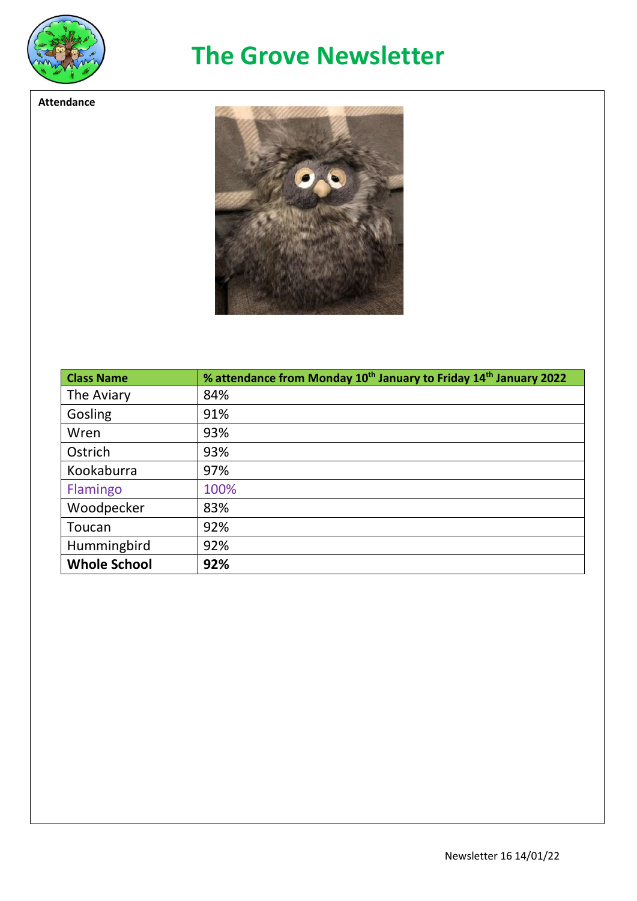# The Grove Newsletter

**Attendance**

| Class Name | % attendance from Monday 10th January to Friday 14th January 2022 |
|---|---|
| The Aviary | 84% |
| Gosling | 91% |
| Wren | 93% |
| Ostrich | 93% |
| Kookaburra | 97% |
| Flamingo | 100% |
| Woodpecker | 83% |
| Toucan | 92% |
| Hummingbird | 92% |
| **Whole School** | **92%** |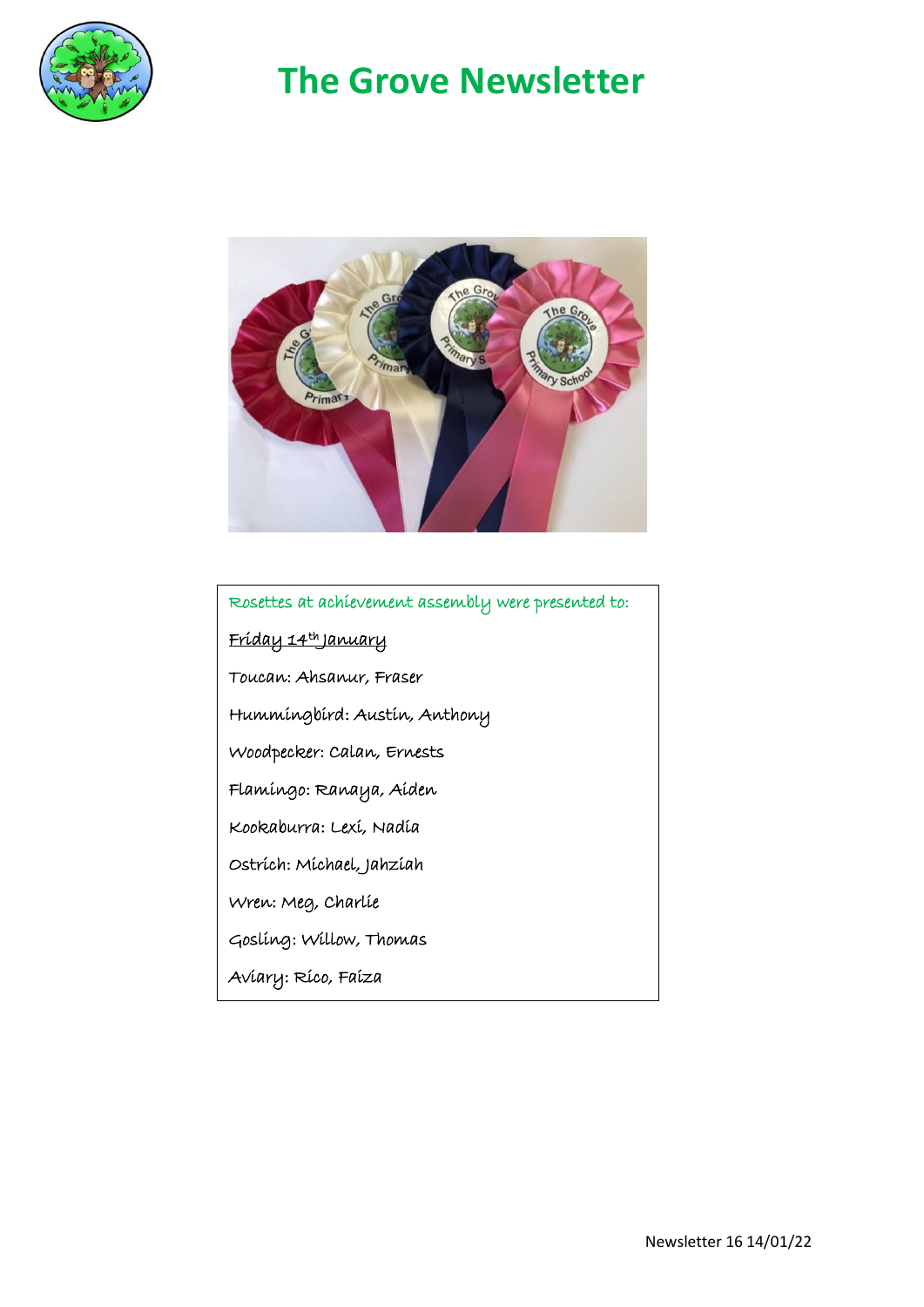# The Grove Newsletter

Rosettes at achievement assembly were presented to:

Friday 14th January

Toucan: Ahsanur, Fraser

Hummingbird: Austin, Anthony

Woodpecker: Calan, Ernests

Flamingo: Ranaya, Aiden

Kookaburra: Lexi, Nadia

Ostrich: Michael, Jahziah

Wren: Meg, Charlie

Gosling: Willow, Thomas

Aviary: Rico, Faiza

Newsletter 16 14/01/22